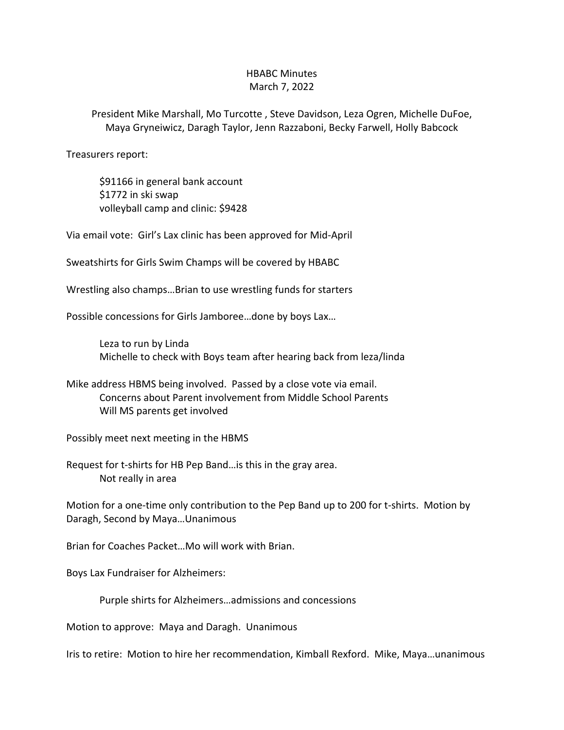# HBABC Minutes
March 7, 2022

President Mike Marshall, Mo Turcotte , Steve Davidson, Leza Ogren, Michelle DuFoe, Maya Gryneiwicz, Daragh Taylor, Jenn Razzaboni, Becky Farwell, Holly Babcock

Treasurers report:

> $91166 in general bank account
> $1772 in ski swap
> volleyball camp and clinic: $9428

Via email vote: Girl's Lax clinic has been approved for Mid-April

Sweatshirts for Girls Swim Champs will be covered by HBABC

Wrestling also champs…Brian to use wrestling funds for starters

Possible concessions for Girls Jamboree…done by boys Lax…

> Leza to run by Linda
> Michelle to check with Boys team after hearing back from leza/linda

Mike address HBMS being involved. Passed by a close vote via email.

> Concerns about Parent involvement from Middle School Parents
> Will MS parents get involved

Possibly meet next meeting in the HBMS

Request for t-shirts for HB Pep Band…is this in the gray area.

> Not really in area

Motion for a one-time only contribution to the Pep Band up to 200 for t-shirts. Motion by Daragh, Second by Maya…Unanimous

Brian for Coaches Packet…Mo will work with Brian.

Boys Lax Fundraiser for Alzheimers:

> Purple shirts for Alzheimers…admissions and concessions

Motion to approve: Maya and Daragh. Unanimous

Iris to retire: Motion to hire her recommendation, Kimball Rexford. Mike, Maya…unanimous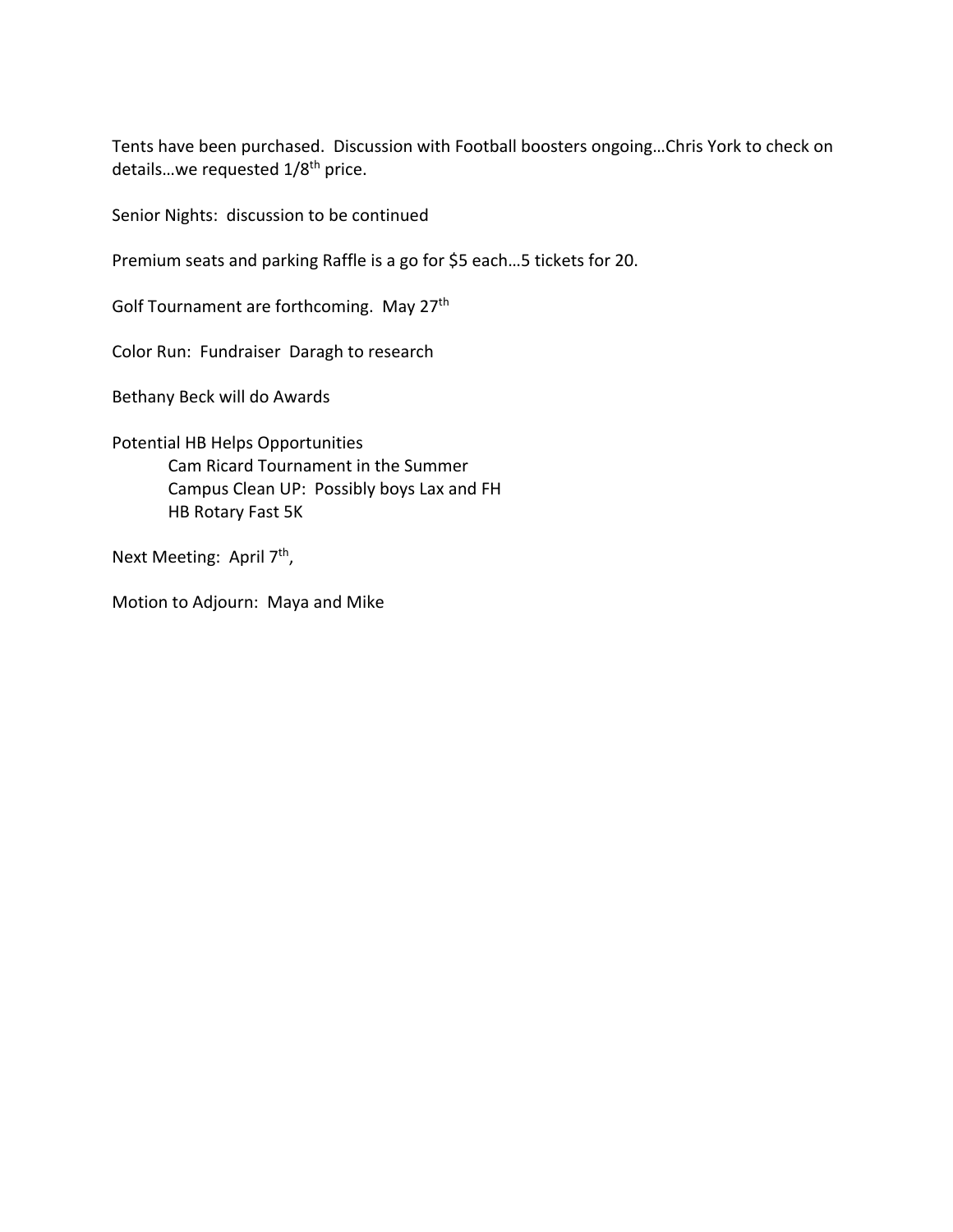Tents have been purchased. Discussion with Football boosters ongoing…Chris York to check on details…we requested 1/8th price.

Senior Nights: discussion to be continued

Premium seats and parking Raffle is a go for $5 each…5 tickets for 20.

Golf Tournament are forthcoming. May 27th

Color Run: Fundraiser Daragh to research

Bethany Beck will do Awards

Potential HB Helps Opportunities

- Cam Ricard Tournament in the Summer
- Campus Clean UP: Possibly boys Lax and FH
- HB Rotary Fast 5K

Next Meeting: April 7th,

Motion to Adjourn: Maya and Mike